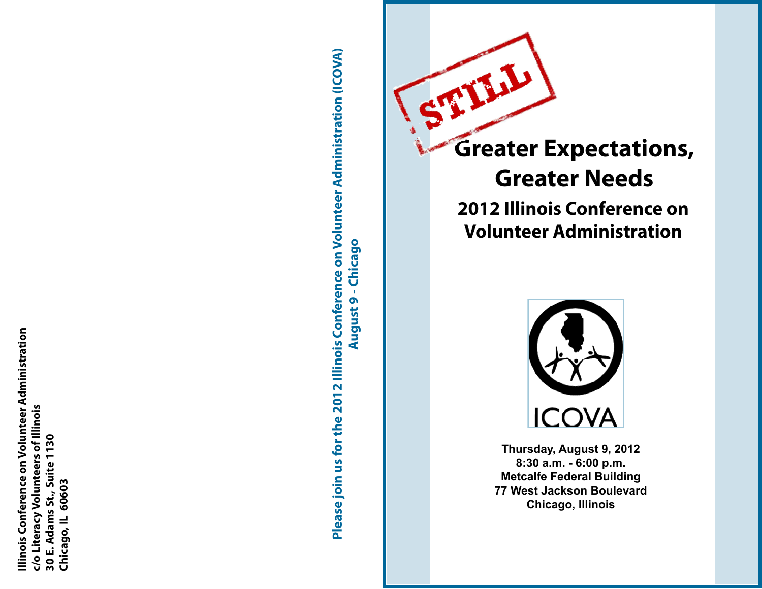Illinois Conference on Volunteer Administration
c/o Literacy Volunteers of Illinois
30 E. Adams St., Suite 1130
Chicago, IL 60603

**Please join us for the 2012 Illinois Conference on Volunteer Administration (ICOVA)**
**August 9 - Chicago**

STILL

# Greater Expectations, Greater Needs

## 2012 Illinois Conference on Volunteer Administration

ICOVA

**Thursday, August 9, 2012**
**8:30 a.m. - 6:00 p.m.**
**Metcalfe Federal Building**
**77 West Jackson Boulevard**
**Chicago, Illinois**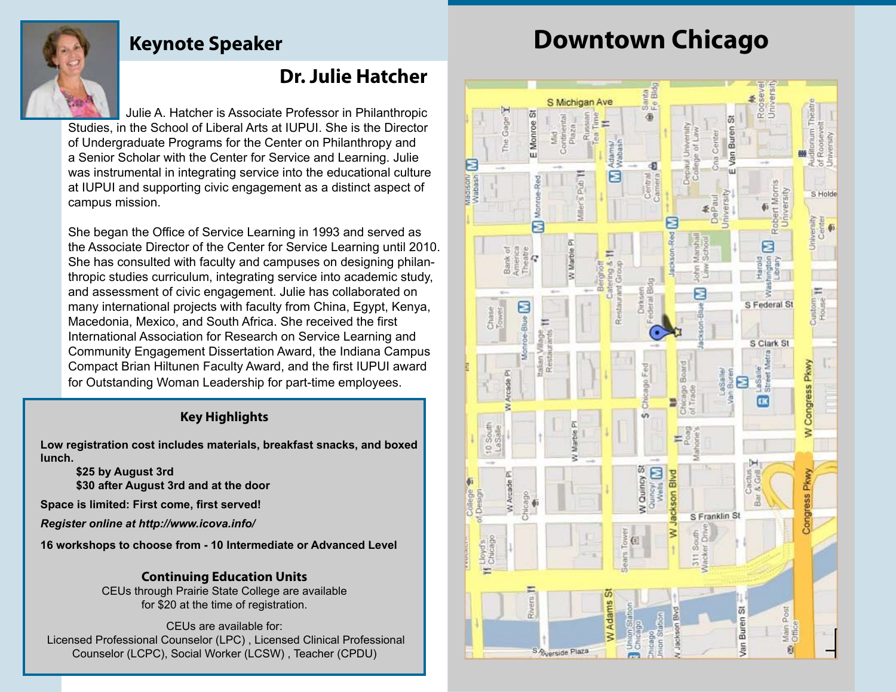## Keynote Speaker

### Dr. Julie Hatcher

Julie A. Hatcher is Associate Professor in Philanthropic Studies, in the School of Liberal Arts at IUPUI. She is the Director of Undergraduate Programs for the Center on Philanthropy and a Senior Scholar with the Center for Service and Learning. Julie was instrumental in integrating service into the educational culture at IUPUI and supporting civic engagement as a distinct aspect of campus mission.

She began the Office of Service Learning in 1993 and served as the Associate Director of the Center for Service Learning until 2010. She has consulted with faculty and campuses on designing philanthropic studies curriculum, integrating service into academic study, and assessment of civic engagement. Julie has collaborated on many international projects with faculty from China, Egypt, Kenya, Macedonia, Mexico, and South Africa. She received the first International Association for Research on Service Learning and Community Engagement Dissertation Award, the Indiana Campus Compact Brian Hiltunen Faculty Award, and the first IUPUI award for Outstanding Woman Leadership for part-time employees.

### Key Highlights

**Low registration cost includes materials, breakfast snacks, and boxed lunch.**

**$25 by August 3rd**
**$30 after August 3rd and at the door**

**Space is limited: First come, first served!**

***Register online at http://www.icova.info/***

**16 workshops to choose from - 10 Intermediate or Advanced Level**

### Continuing Education Units

CEUs through Prairie State College are available for $20 at the time of registration.

CEUs are available for:
Licensed Professional Counselor (LPC) , Licensed Clinical Professional Counselor (LCPC), Social Worker (LCSW) , Teacher (CPDU)

## Downtown Chicago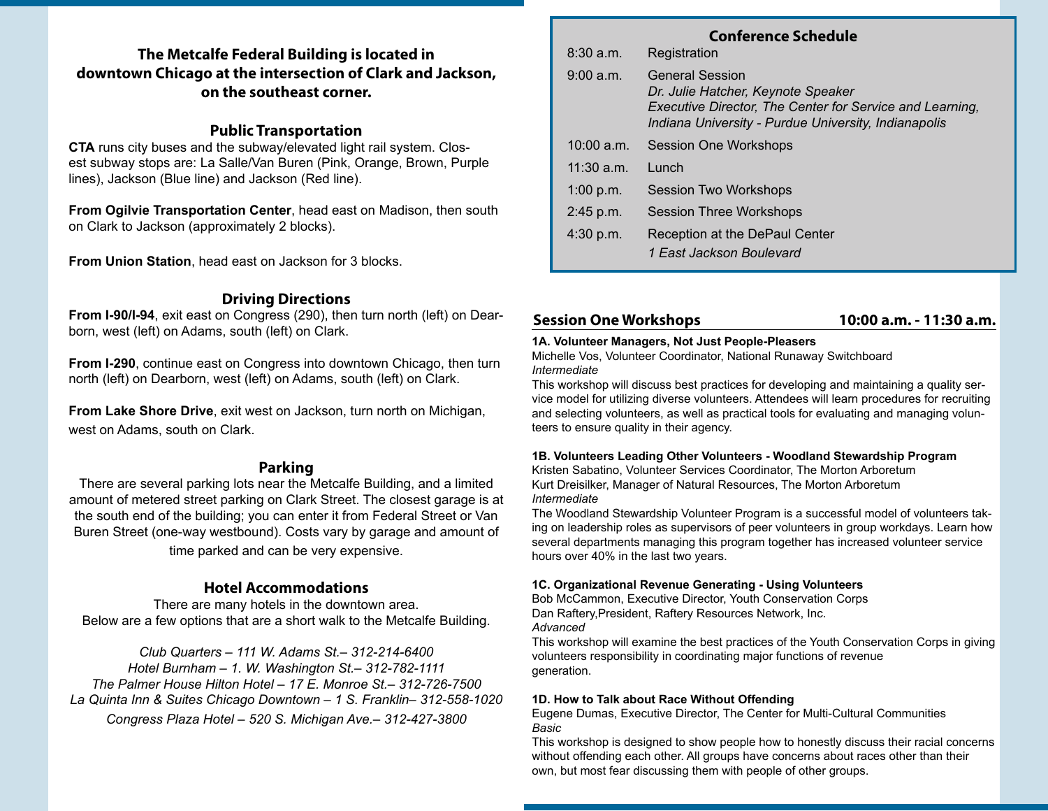**The Metcalfe Federal Building is located in downtown Chicago at the intersection of Clark and Jackson, on the southeast corner.**

## Public Transportation

**CTA** runs city buses and the subway/elevated light rail system. Closest subway stops are: La Salle/Van Buren (Pink, Orange, Brown, Purple lines), Jackson (Blue line) and Jackson (Red line).

**From Ogilvie Transportation Center**, head east on Madison, then south on Clark to Jackson (approximately 2 blocks).

**From Union Station**, head east on Jackson for 3 blocks.

## Driving Directions

**From I-90/I-94**, exit east on Congress (290), then turn north (left) on Dearborn, west (left) on Adams, south (left) on Clark.

**From I-290**, continue east on Congress into downtown Chicago, then turn north (left) on Dearborn, west (left) on Adams, south (left) on Clark.

**From Lake Shore Drive**, exit west on Jackson, turn north on Michigan, west on Adams, south on Clark.

## Parking

There are several parking lots near the Metcalfe Building, and a limited amount of metered street parking on Clark Street. The closest garage is at the south end of the building; you can enter it from Federal Street or Van Buren Street (one-way westbound). Costs vary by garage and amount of time parked and can be very expensive.

## Hotel Accommodations

There are many hotels in the downtown area.
Below are a few options that are a short walk to the Metcalfe Building.

*Club Quarters – 111 W. Adams St.– 312-214-6400*
*Hotel Burnham – 1. W. Washington St.– 312-782-1111*
*The Palmer House Hilton Hotel – 17 E. Monroe St.– 312-726-7500*
*La Quinta Inn & Suites Chicago Downtown – 1 S. Franklin– 312-558-1020*
*Congress Plaza Hotel – 520 S. Michigan Ave.– 312-427-3800*

## Conference Schedule

| | |
|---|---|
| 8:30 a.m. | Registration |
| 9:00 a.m. | General Session<br>*Dr. Julie Hatcher, Keynote Speaker*<br>*Executive Director, The Center for Service and Learning, Indiana University - Purdue University, Indianapolis* |
| 10:00 a.m. | Session One Workshops |
| 11:30 a.m. | Lunch |
| 1:00 p.m. | Session Two Workshops |
| 2:45 p.m. | Session Three Workshops |
| 4:30 p.m. | Reception at the DePaul Center<br>*1 East Jackson Boulevard* |

## Session One Workshops 10:00 a.m. - 11:30 a.m.

**1A. Volunteer Managers, Not Just People-Pleasers**
Michelle Vos, Volunteer Coordinator, National Runaway Switchboard
*Intermediate*
This workshop will discuss best practices for developing and maintaining a quality service model for utilizing diverse volunteers. Attendees will learn procedures for recruiting and selecting volunteers, as well as practical tools for evaluating and managing volunteers to ensure quality in their agency.

**1B. Volunteers Leading Other Volunteers - Woodland Stewardship Program**
Kristen Sabatino, Volunteer Services Coordinator, The Morton Arboretum
Kurt Dreisilker, Manager of Natural Resources, The Morton Arboretum
*Intermediate*
The Woodland Stewardship Volunteer Program is a successful model of volunteers taking on leadership roles as supervisors of peer volunteers in group workdays. Learn how several departments managing this program together has increased volunteer service hours over 40% in the last two years.

**1C. Organizational Revenue Generating - Using Volunteers**
Bob McCammon, Executive Director, Youth Conservation Corps
Dan Raftery,President, Raftery Resources Network, Inc.
*Advanced*
This workshop will examine the best practices of the Youth Conservation Corps in giving volunteers responsibility in coordinating major functions of revenue generation.

**1D. How to Talk about Race Without Offending**
Eugene Dumas, Executive Director, The Center for Multi-Cultural Communities
*Basic*
This workshop is designed to show people how to honestly discuss their racial concerns without offending each other. All groups have concerns about races other than their own, but most fear discussing them with people of other groups.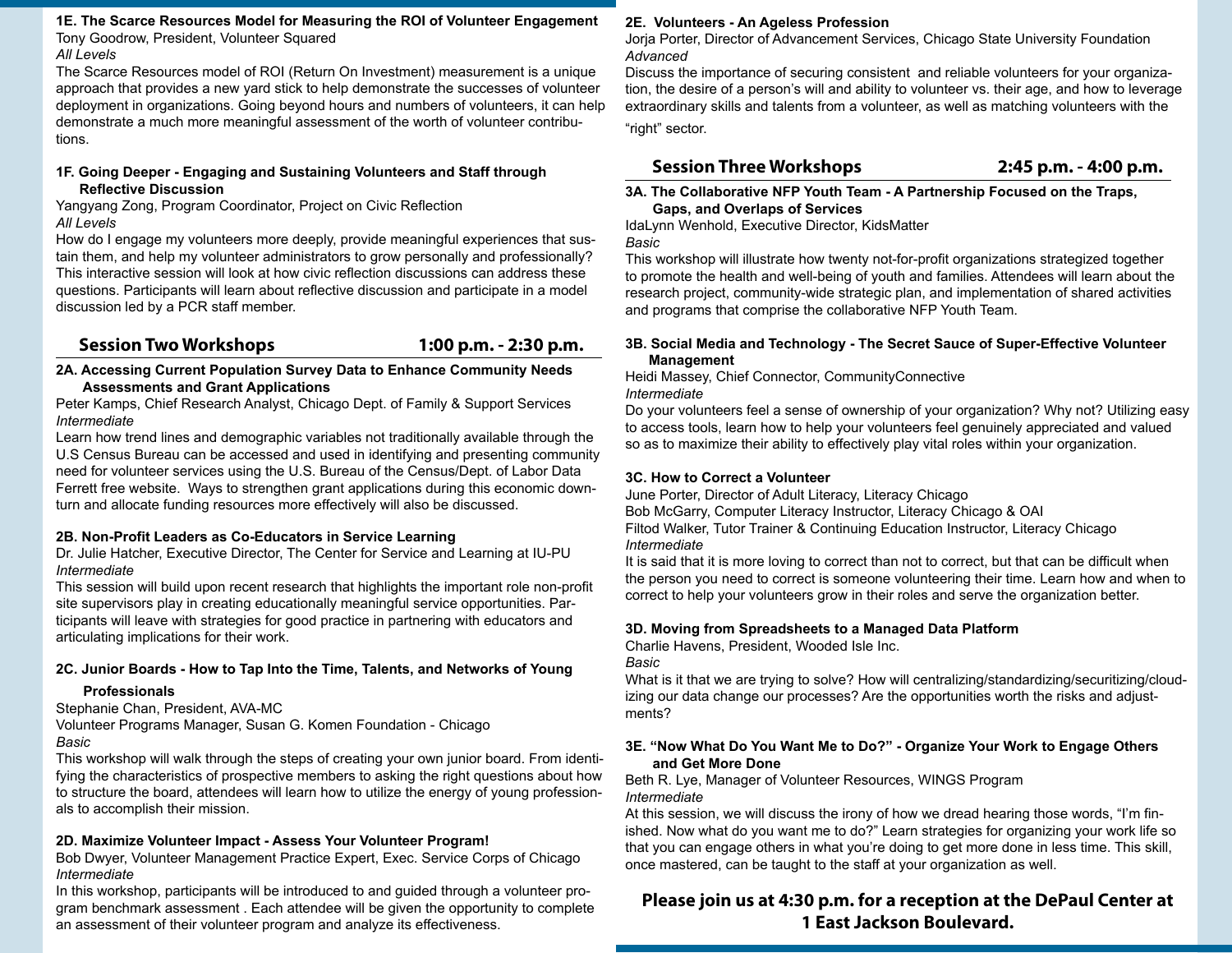**1E. The Scarce Resources Model for Measuring the ROI of Volunteer Engagement**
Tony Goodrow, President, Volunteer Squared
*All Levels*
The Scarce Resources model of ROI (Return On Investment) measurement is a unique approach that provides a new yard stick to help demonstrate the successes of volunteer deployment in organizations. Going beyond hours and numbers of volunteers, it can help demonstrate a much more meaningful assessment of the worth of volunteer contributions.

**1F. Going Deeper - Engaging and Sustaining Volunteers and Staff through Reflective Discussion**
Yangyang Zong, Program Coordinator, Project on Civic Reflection
*All Levels*
How do I engage my volunteers more deeply, provide meaningful experiences that sustain them, and help my volunteer administrators to grow personally and professionally? This interactive session will look at how civic reflection discussions can address these questions. Participants will learn about reflective discussion and participate in a model discussion led by a PCR staff member.

## Session Two Workshops 1:00 p.m. - 2:30 p.m.

**2A. Accessing Current Population Survey Data to Enhance Community Needs Assessments and Grant Applications**
Peter Kamps, Chief Research Analyst, Chicago Dept. of Family & Support Services
*Intermediate*
Learn how trend lines and demographic variables not traditionally available through the U.S Census Bureau can be accessed and used in identifying and presenting community need for volunteer services using the U.S. Bureau of the Census/Dept. of Labor Data Ferrett free website. Ways to strengthen grant applications during this economic downturn and allocate funding resources more effectively will also be discussed.

**2B. Non-Profit Leaders as Co-Educators in Service Learning**
Dr. Julie Hatcher, Executive Director, The Center for Service and Learning at IU-PU
*Intermediate*
This session will build upon recent research that highlights the important role non-profit site supervisors play in creating educationally meaningful service opportunities. Participants will leave with strategies for good practice in partnering with educators and articulating implications for their work.

**2C. Junior Boards - How to Tap Into the Time, Talents, and Networks of Young Professionals**
Stephanie Chan, President, AVA-MC
Volunteer Programs Manager, Susan G. Komen Foundation - Chicago
*Basic*
This workshop will walk through the steps of creating your own junior board. From identifying the characteristics of prospective members to asking the right questions about how to structure the board, attendees will learn how to utilize the energy of young professionals to accomplish their mission.

**2D. Maximize Volunteer Impact - Assess Your Volunteer Program!**
Bob Dwyer, Volunteer Management Practice Expert, Exec. Service Corps of Chicago
*Intermediate*
In this workshop, participants will be introduced to and guided through a volunteer program benchmark assessment . Each attendee will be given the opportunity to complete an assessment of their volunteer program and analyze its effectiveness.

**2E. Volunteers - An Ageless Profession**
Jorja Porter, Director of Advancement Services, Chicago State University Foundation
*Advanced*
Discuss the importance of securing consistent and reliable volunteers for your organization, the desire of a person's will and ability to volunteer vs. their age, and how to leverage extraordinary skills and talents from a volunteer, as well as matching volunteers with the "right" sector.

## Session Three Workshops 2:45 p.m. - 4:00 p.m.

**3A. The Collaborative NFP Youth Team - A Partnership Focused on the Traps, Gaps, and Overlaps of Services**
IdaLynn Wenhold, Executive Director, KidsMatter
*Basic*
This workshop will illustrate how twenty not-for-profit organizations strategized together to promote the health and well-being of youth and families. Attendees will learn about the research project, community-wide strategic plan, and implementation of shared activities and programs that comprise the collaborative NFP Youth Team.

**3B. Social Media and Technology - The Secret Sauce of Super-Effective Volunteer Management**
Heidi Massey, Chief Connector, CommunityConnective
*Intermediate*
Do your volunteers feel a sense of ownership of your organization? Why not? Utilizing easy to access tools, learn how to help your volunteers feel genuinely appreciated and valued so as to maximize their ability to effectively play vital roles within your organization.

**3C. How to Correct a Volunteer**
June Porter, Director of Adult Literacy, Literacy Chicago
Bob McGarry, Computer Literacy Instructor, Literacy Chicago & OAI
Filtod Walker, Tutor Trainer & Continuing Education Instructor, Literacy Chicago
*Intermediate*
It is said that it is more loving to correct than not to correct, but that can be difficult when the person you need to correct is someone volunteering their time. Learn how and when to correct to help your volunteers grow in their roles and serve the organization better.

**3D. Moving from Spreadsheets to a Managed Data Platform**
Charlie Havens, President, Wooded Isle Inc.
*Basic*
What is it that we are trying to solve? How will centralizing/standardizing/securitizing/cloudizing our data change our processes? Are the opportunities worth the risks and adjustments?

**3E. "Now What Do You Want Me to Do?" - Organize Your Work to Engage Others and Get More Done**
Beth R. Lye, Manager of Volunteer Resources, WINGS Program
*Intermediate*
At this session, we will discuss the irony of how we dread hearing those words, "I'm finished. Now what do you want me to do?" Learn strategies for organizing your work life so that you can engage others in what you're doing to get more done in less time. This skill, once mastered, can be taught to the staff at your organization as well.

**Please join us at 4:30 p.m. for a reception at the DePaul Center at 1 East Jackson Boulevard.**